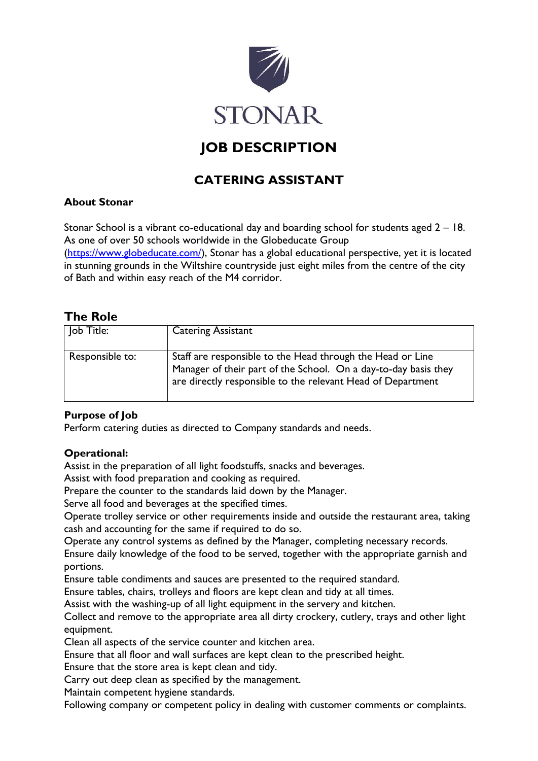STONAR

# JOB DESCRIPTION

## CATERING ASSISTANT

**About Stonar**

Stonar School is a vibrant co-educational day and boarding school for students aged 2 – 18. As one of over 50 schools worldwide in the Globeducate Group (https://www.globeducate.com/), Stonar has a global educational perspective, yet it is located in stunning grounds in the Wiltshire countryside just eight miles from the centre of the city of Bath and within easy reach of the M4 corridor.

## The Role

| Job Title: | Catering Assistant |
|---|---|
| Responsible to: | Staff are responsible to the Head through the Head or Line Manager of their part of the School. On a day-to-day basis they are directly responsible to the relevant Head of Department |

**Purpose of Job**

Perform catering duties as directed to Company standards and needs.

**Operational:**

Assist in the preparation of all light foodstuffs, snacks and beverages.
Assist with food preparation and cooking as required.
Prepare the counter to the standards laid down by the Manager.
Serve all food and beverages at the specified times.
Operate trolley service or other requirements inside and outside the restaurant area, taking cash and accounting for the same if required to do so.
Operate any control systems as defined by the Manager, completing necessary records.
Ensure daily knowledge of the food to be served, together with the appropriate garnish and portions.
Ensure table condiments and sauces are presented to the required standard.
Ensure tables, chairs, trolleys and floors are kept clean and tidy at all times.
Assist with the washing-up of all light equipment in the servery and kitchen.
Collect and remove to the appropriate area all dirty crockery, cutlery, trays and other light equipment.
Clean all aspects of the service counter and kitchen area.
Ensure that all floor and wall surfaces are kept clean to the prescribed height.
Ensure that the store area is kept clean and tidy.
Carry out deep clean as specified by the management.
Maintain competent hygiene standards.
Following company or competent policy in dealing with customer comments or complaints.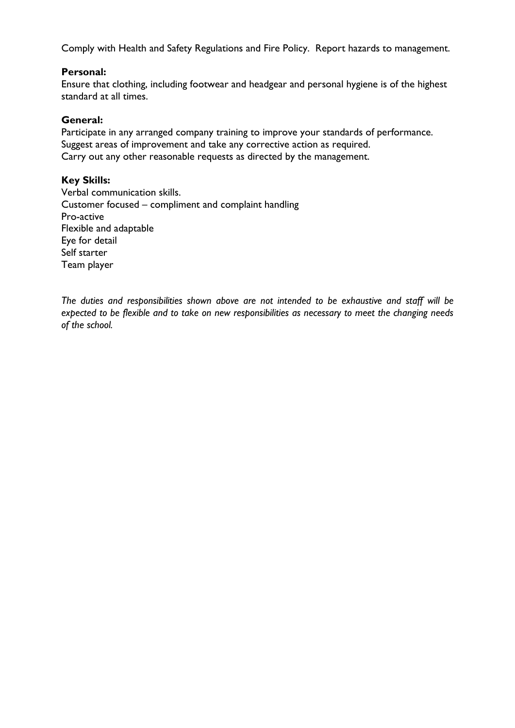Comply with Health and Safety Regulations and Fire Policy. Report hazards to management.

**Personal:**
Ensure that clothing, including footwear and headgear and personal hygiene is of the highest standard at all times.

**General:**
Participate in any arranged company training to improve your standards of performance.
Suggest areas of improvement and take any corrective action as required.
Carry out any other reasonable requests as directed by the management.

**Key Skills:**
Verbal communication skills.
Customer focused – compliment and complaint handling
Pro-active
Flexible and adaptable
Eye for detail
Self starter
Team player

*The duties and responsibilities shown above are not intended to be exhaustive and staff will be expected to be flexible and to take on new responsibilities as necessary to meet the changing needs of the school.*